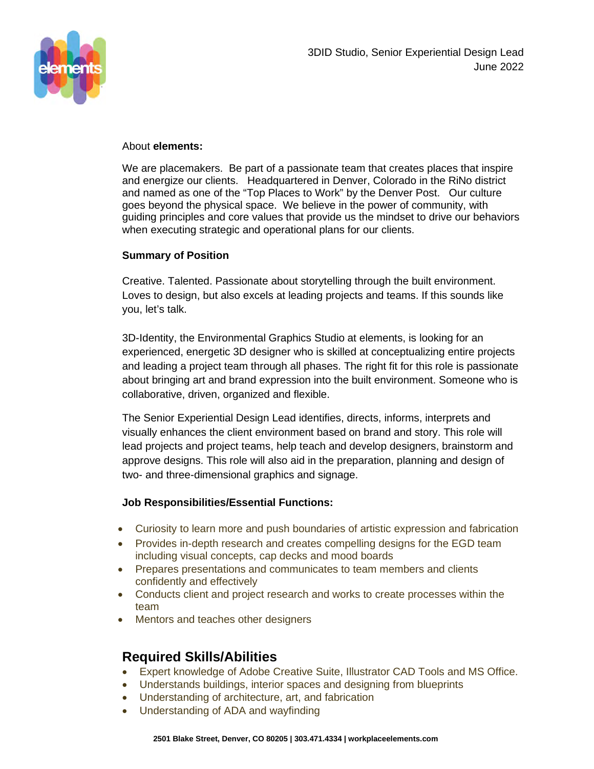3DID Studio, Senior Experiential Design Lead
June 2022

About **elements:**

We are placemakers. Be part of a passionate team that creates places that inspire and energize our clients. Headquartered in Denver, Colorado in the RiNo district and named as one of the "Top Places to Work" by the Denver Post. Our culture goes beyond the physical space. We believe in the power of community, with guiding principles and core values that provide us the mindset to drive our behaviors when executing strategic and operational plans for our clients.

**Summary of Position**

Creative. Talented. Passionate about storytelling through the built environment. Loves to design, but also excels at leading projects and teams. If this sounds like you, let's talk.

3D-Identity, the Environmental Graphics Studio at elements, is looking for an experienced, energetic 3D designer who is skilled at conceptualizing entire projects and leading a project team through all phases. The right fit for this role is passionate about bringing art and brand expression into the built environment. Someone who is collaborative, driven, organized and flexible.

The Senior Experiential Design Lead identifies, directs, informs, interprets and visually enhances the client environment based on brand and story. This role will lead projects and project teams, help teach and develop designers, brainstorm and approve designs. This role will also aid in the preparation, planning and design of two- and three-dimensional graphics and signage.

**Job Responsibilities/Essential Functions:**

- Curiosity to learn more and push boundaries of artistic expression and fabrication
- Provides in-depth research and creates compelling designs for the EGD team including visual concepts, cap decks and mood boards
- Prepares presentations and communicates to team members and clients confidently and effectively
- Conducts client and project research and works to create processes within the team
- Mentors and teaches other designers

## Required Skills/Abilities

- Expert knowledge of Adobe Creative Suite, Illustrator CAD Tools and MS Office.
- Understands buildings, interior spaces and designing from blueprints
- Understanding of architecture, art, and fabrication
- Understanding of ADA and wayfinding

**2501 Blake Street, Denver, CO 80205 | 303.471.4334 | workplaceelements.com**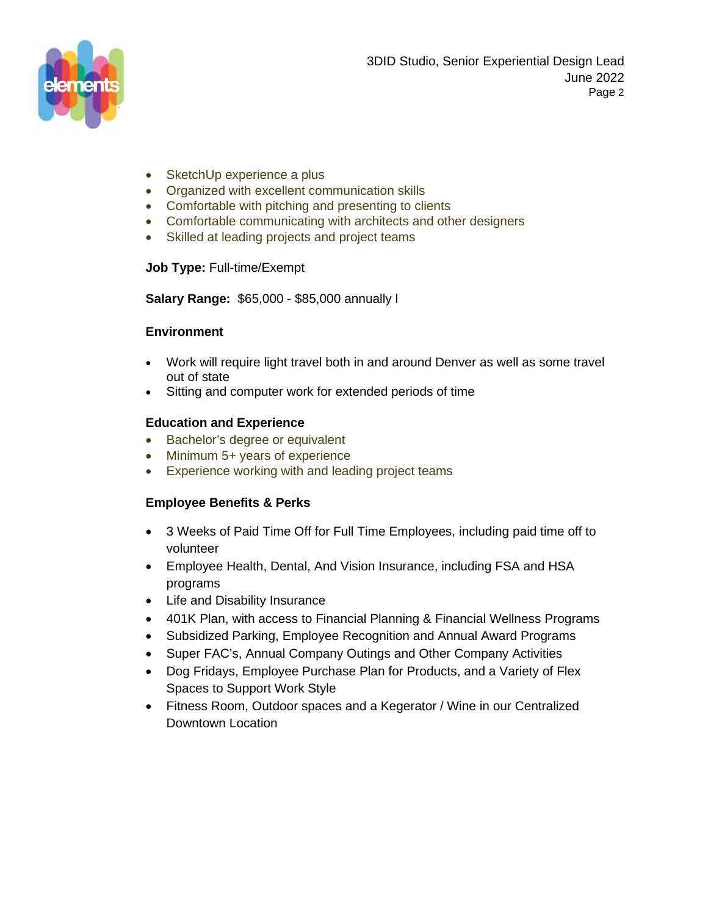- SketchUp experience a plus
- Organized with excellent communication skills
- Comfortable with pitching and presenting to clients
- Comfortable communicating with architects and other designers
- Skilled at leading projects and project teams

**Job Type:** Full-time/Exempt

**Salary Range:** $65,000 - $85,000 annually l

**Environment**

- Work will require light travel both in and around Denver as well as some travel out of state
- Sitting and computer work for extended periods of time

**Education and Experience**

- Bachelor's degree or equivalent
- Minimum 5+ years of experience
- Experience working with and leading project teams

**Employee Benefits & Perks**

- 3 Weeks of Paid Time Off for Full Time Employees, including paid time off to volunteer
- Employee Health, Dental, And Vision Insurance, including FSA and HSA programs
- Life and Disability Insurance
- 401K Plan, with access to Financial Planning & Financial Wellness Programs
- Subsidized Parking, Employee Recognition and Annual Award Programs
- Super FAC's, Annual Company Outings and Other Company Activities
- Dog Fridays, Employee Purchase Plan for Products, and a Variety of Flex Spaces to Support Work Style
- Fitness Room, Outdoor spaces and a Kegerator / Wine in our Centralized Downtown Location